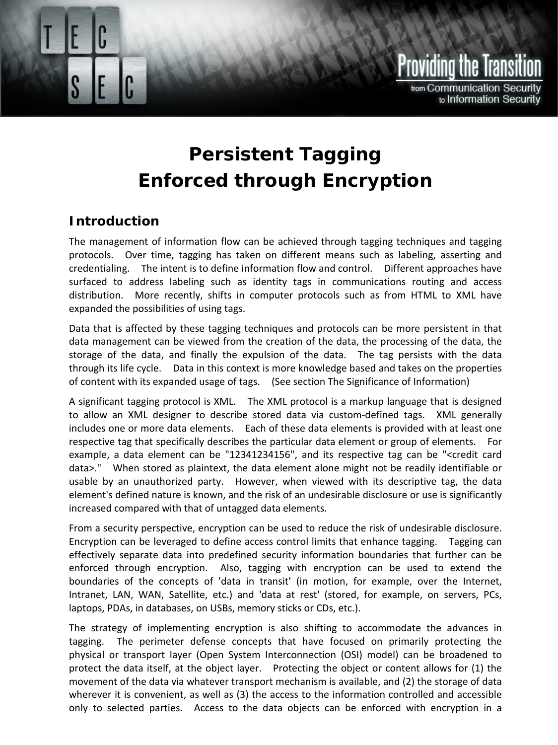# Persistent Tagging
# Enforced through Encryption

## Introduction

The management of information flow can be achieved through tagging techniques and tagging protocols. Over time, tagging has taken on different means such as labeling, asserting and credentialing. The intent is to define information flow and control. Different approaches have surfaced to address labeling such as identity tags in communications routing and access distribution. More recently, shifts in computer protocols such as from HTML to XML have expanded the possibilities of using tags.

Data that is affected by these tagging techniques and protocols can be more persistent in that data management can be viewed from the creation of the data, the processing of the data, the storage of the data, and finally the expulsion of the data. The tag persists with the data through its life cycle. Data in this context is more knowledge based and takes on the properties of content with its expanded usage of tags. (See section The Significance of Information)

A significant tagging protocol is XML. The XML protocol is a markup language that is designed to allow an XML designer to describe stored data via custom-defined tags. XML generally includes one or more data elements. Each of these data elements is provided with at least one respective tag that specifically describes the particular data element or group of elements. For example, a data element can be "12341234156", and its respective tag can be "<credit card data>." When stored as plaintext, the data element alone might not be readily identifiable or usable by an unauthorized party. However, when viewed with its descriptive tag, the data element's defined nature is known, and the risk of an undesirable disclosure or use is significantly increased compared with that of untagged data elements.

From a security perspective, encryption can be used to reduce the risk of undesirable disclosure. Encryption can be leveraged to define access control limits that enhance tagging. Tagging can effectively separate data into predefined security information boundaries that further can be enforced through encryption. Also, tagging with encryption can be used to extend the boundaries of the concepts of 'data in transit' (in motion, for example, over the Internet, Intranet, LAN, WAN, Satellite, etc.) and 'data at rest' (stored, for example, on servers, PCs, laptops, PDAs, in databases, on USBs, memory sticks or CDs, etc.).

The strategy of implementing encryption is also shifting to accommodate the advances in tagging. The perimeter defense concepts that have focused on primarily protecting the physical or transport layer (Open System Interconnection (OSI) model) can be broadened to protect the data itself, at the object layer. Protecting the object or content allows for (1) the movement of the data via whatever transport mechanism is available, and (2) the storage of data wherever it is convenient, as well as (3) the access to the information controlled and accessible only to selected parties. Access to the data objects can be enforced with encryption in a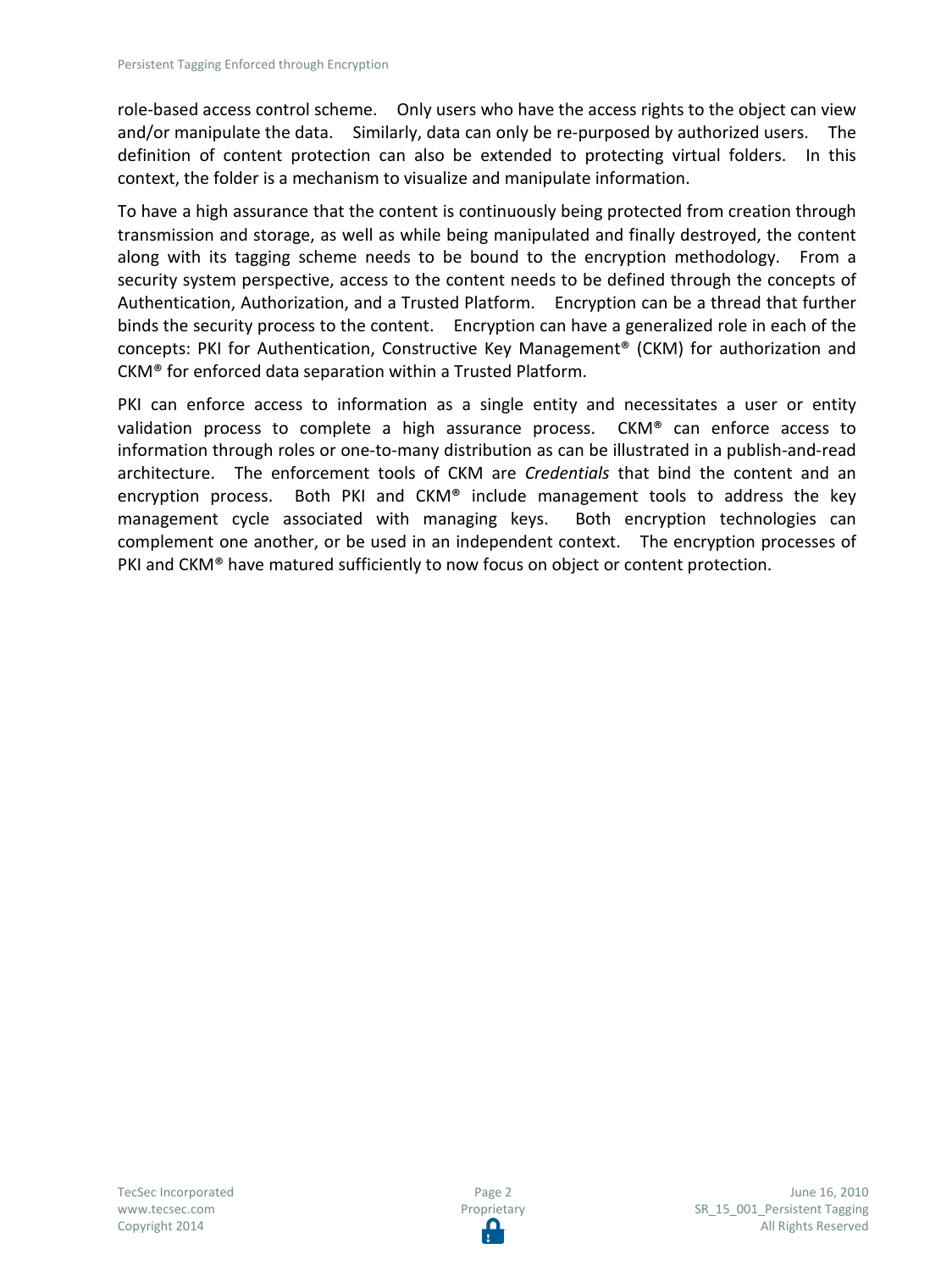role-based access control scheme. Only users who have the access rights to the object can view and/or manipulate the data. Similarly, data can only be re-purposed by authorized users. The definition of content protection can also be extended to protecting virtual folders. In this context, the folder is a mechanism to visualize and manipulate information.

To have a high assurance that the content is continuously being protected from creation through transmission and storage, as well as while being manipulated and finally destroyed, the content along with its tagging scheme needs to be bound to the encryption methodology. From a security system perspective, access to the content needs to be defined through the concepts of Authentication, Authorization, and a Trusted Platform. Encryption can be a thread that further binds the security process to the content. Encryption can have a generalized role in each of the concepts: PKI for Authentication, Constructive Key Management® (CKM) for authorization and CKM® for enforced data separation within a Trusted Platform.

PKI can enforce access to information as a single entity and necessitates a user or entity validation process to complete a high assurance process. CKM® can enforce access to information through roles or one-to-many distribution as can be illustrated in a publish-and-read architecture. The enforcement tools of CKM are *Credentials* that bind the content and an encryption process. Both PKI and CKM® include management tools to address the key management cycle associated with managing keys. Both encryption technologies can complement one another, or be used in an independent context. The encryption processes of PKI and CKM® have matured sufficiently to now focus on object or content protection.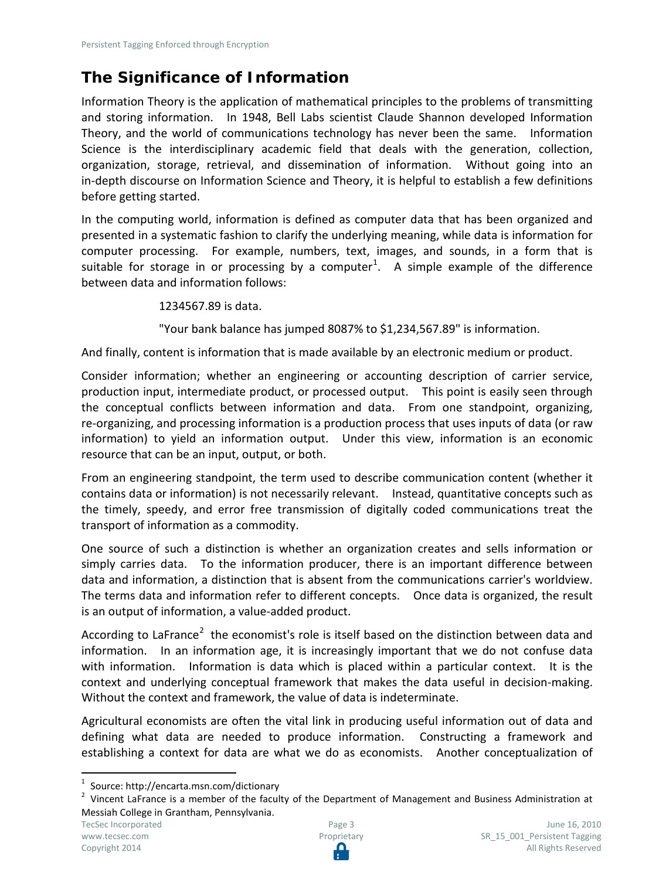## The Significance of Information

Information Theory is the application of mathematical principles to the problems of transmitting and storing information. In 1948, Bell Labs scientist Claude Shannon developed Information Theory, and the world of communications technology has never been the same. Information Science is the interdisciplinary academic field that deals with the generation, collection, organization, storage, retrieval, and dissemination of information. Without going into an in-depth discourse on Information Science and Theory, it is helpful to establish a few definitions before getting started.

In the computing world, information is defined as computer data that has been organized and presented in a systematic fashion to clarify the underlying meaning, while data is information for computer processing. For example, numbers, text, images, and sounds, in a form that is suitable for storage in or processing by a computer[1]. A simple example of the difference between data and information follows:

> 1234567.89 is data.
>
> "Your bank balance has jumped 8087% to $1,234,567.89" is information.

And finally, content is information that is made available by an electronic medium or product.

Consider information; whether an engineering or accounting description of carrier service, production input, intermediate product, or processed output. This point is easily seen through the conceptual conflicts between information and data. From one standpoint, organizing, re-organizing, and processing information is a production process that uses inputs of data (or raw information) to yield an information output. Under this view, information is an economic resource that can be an input, output, or both.

From an engineering standpoint, the term used to describe communication content (whether it contains data or information) is not necessarily relevant. Instead, quantitative concepts such as the timely, speedy, and error free transmission of digitally coded communications treat the transport of information as a commodity.

One source of such a distinction is whether an organization creates and sells information or simply carries data. To the information producer, there is an important difference between data and information, a distinction that is absent from the communications carrier's worldview. The terms data and information refer to different concepts. Once data is organized, the result is an output of information, a value-added product.

According to LaFrance[2] the economist's role is itself based on the distinction between data and information. In an information age, it is increasingly important that we do not confuse data with information. Information is data which is placed within a particular context. It is the context and underlying conceptual framework that makes the data useful in decision-making. Without the context and framework, the value of data is indeterminate.

Agricultural economists are often the vital link in producing useful information out of data and defining what data are needed to produce information. Constructing a framework and establishing a context for data are what we do as economists. Another conceptualization of

---

[1] Source: http://encarta.msn.com/dictionary

[2] Vincent LaFrance is a member of the faculty of the Department of Management and Business Administration at Messiah College in Grantham, Pennsylvania.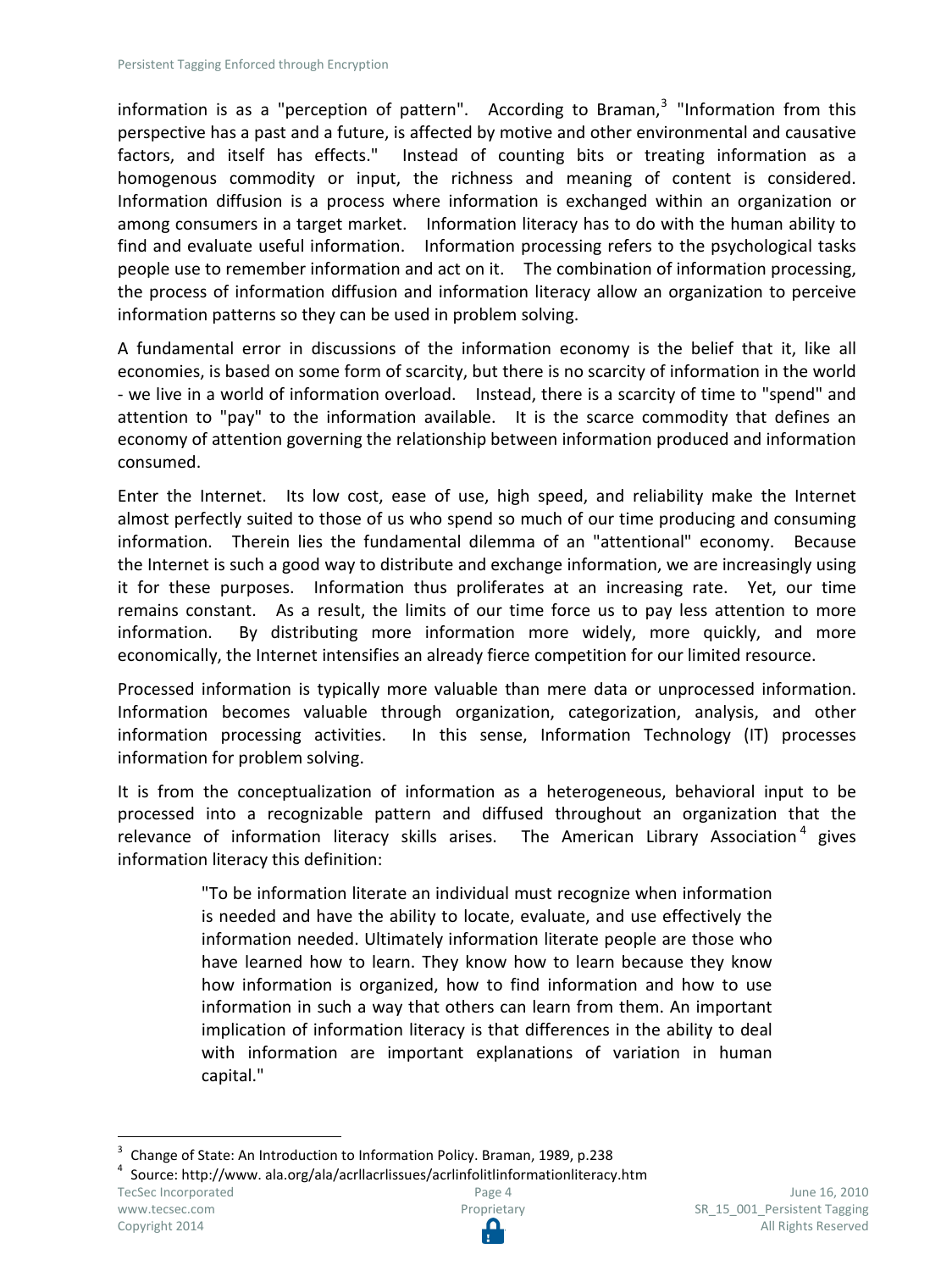information is as a "perception of pattern". According to Braman,[3] "Information from this perspective has a past and a future, is affected by motive and other environmental and causative factors, and itself has effects." Instead of counting bits or treating information as a homogenous commodity or input, the richness and meaning of content is considered. Information diffusion is a process where information is exchanged within an organization or among consumers in a target market. Information literacy has to do with the human ability to find and evaluate useful information. Information processing refers to the psychological tasks people use to remember information and act on it. The combination of information processing, the process of information diffusion and information literacy allow an organization to perceive information patterns so they can be used in problem solving.

A fundamental error in discussions of the information economy is the belief that it, like all economies, is based on some form of scarcity, but there is no scarcity of information in the world - we live in a world of information overload. Instead, there is a scarcity of time to "spend" and attention to "pay" to the information available. It is the scarce commodity that defines an economy of attention governing the relationship between information produced and information consumed.

Enter the Internet. Its low cost, ease of use, high speed, and reliability make the Internet almost perfectly suited to those of us who spend so much of our time producing and consuming information. Therein lies the fundamental dilemma of an "attentional" economy. Because the Internet is such a good way to distribute and exchange information, we are increasingly using it for these purposes. Information thus proliferates at an increasing rate. Yet, our time remains constant. As a result, the limits of our time force us to pay less attention to more information. By distributing more information more widely, more quickly, and more economically, the Internet intensifies an already fierce competition for our limited resource.

Processed information is typically more valuable than mere data or unprocessed information. Information becomes valuable through organization, categorization, analysis, and other information processing activities. In this sense, Information Technology (IT) processes information for problem solving.

It is from the conceptualization of information as a heterogeneous, behavioral input to be processed into a recognizable pattern and diffused throughout an organization that the relevance of information literacy skills arises. The American Library Association[4] gives information literacy this definition:

> "To be information literate an individual must recognize when information is needed and have the ability to locate, evaluate, and use effectively the information needed. Ultimately information literate people are those who have learned how to learn. They know how to learn because they know how information is organized, how to find information and how to use information in such a way that others can learn from them. An important implication of information literacy is that differences in the ability to deal with information are important explanations of variation in human capital."

---

[3] Change of State: An Introduction to Information Policy. Braman, 1989, p.238

[4] Source: http://www. ala.org/ala/acrllacrlissues/acrlinfolitlinformationliteracy.htm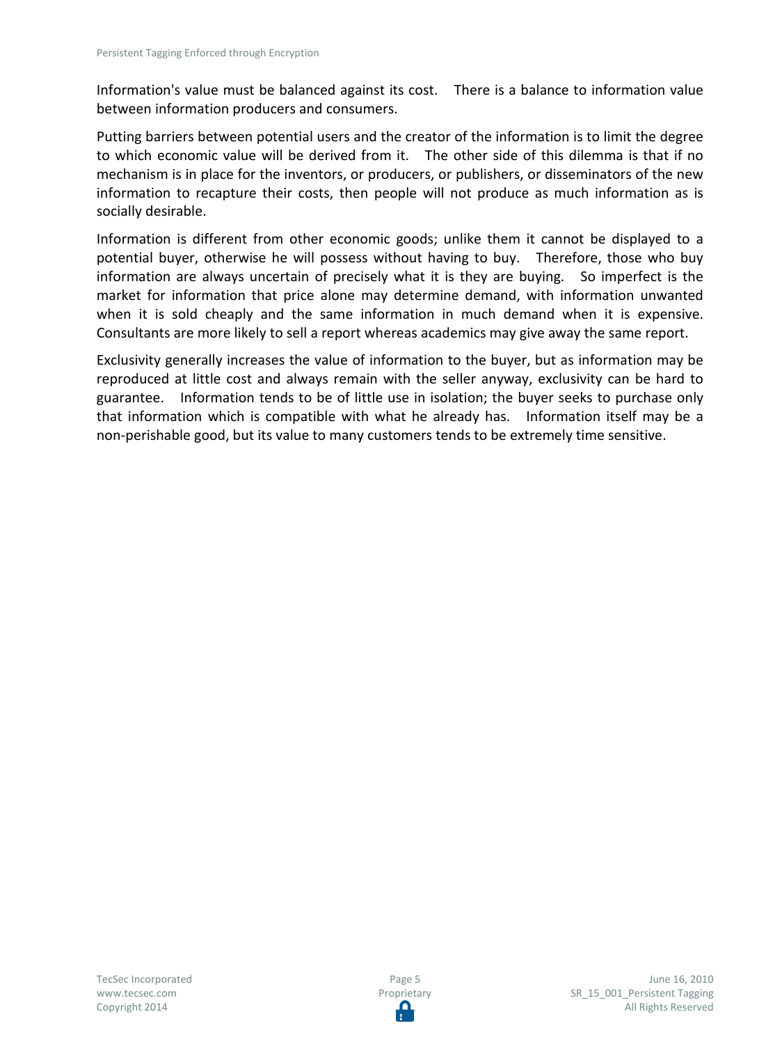Information's value must be balanced against its cost. There is a balance to information value between information producers and consumers.

Putting barriers between potential users and the creator of the information is to limit the degree to which economic value will be derived from it. The other side of this dilemma is that if no mechanism is in place for the inventors, or producers, or publishers, or disseminators of the new information to recapture their costs, then people will not produce as much information as is socially desirable.

Information is different from other economic goods; unlike them it cannot be displayed to a potential buyer, otherwise he will possess without having to buy. Therefore, those who buy information are always uncertain of precisely what it is they are buying. So imperfect is the market for information that price alone may determine demand, with information unwanted when it is sold cheaply and the same information in much demand when it is expensive. Consultants are more likely to sell a report whereas academics may give away the same report.

Exclusivity generally increases the value of information to the buyer, but as information may be reproduced at little cost and always remain with the seller anyway, exclusivity can be hard to guarantee. Information tends to be of little use in isolation; the buyer seeks to purchase only that information which is compatible with what he already has. Information itself may be a non-perishable good, but its value to many customers tends to be extremely time sensitive.